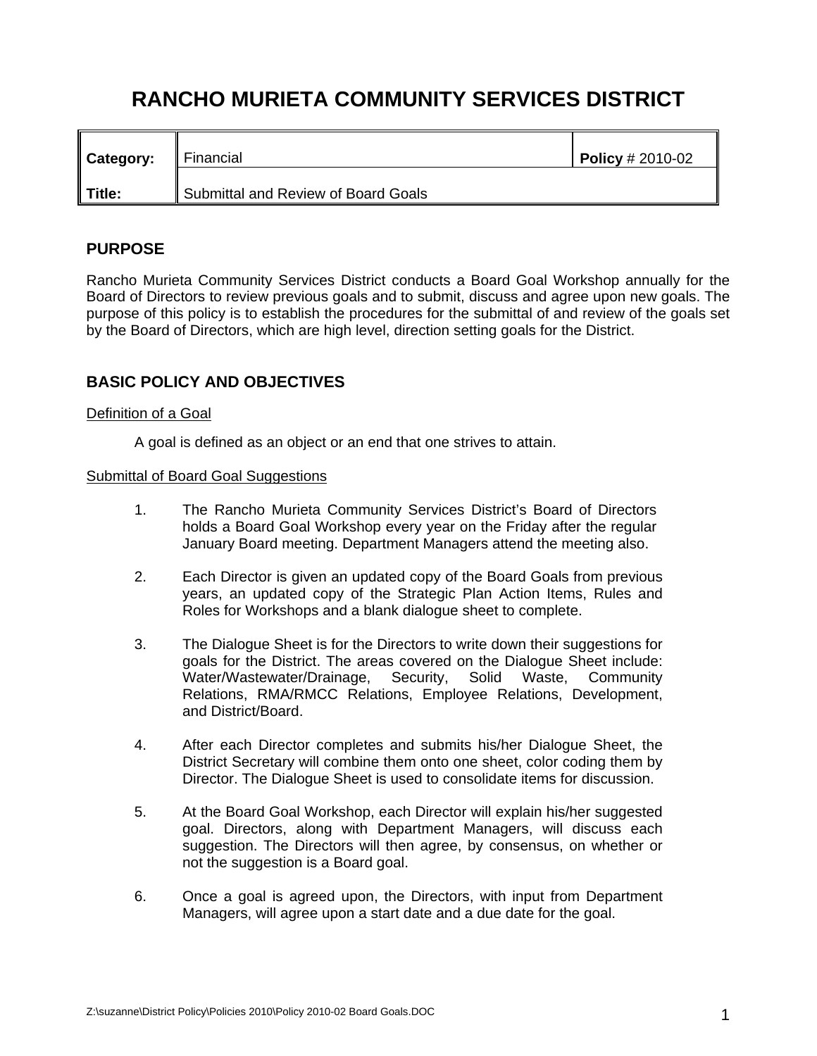# RANCHO MURIETA COMMUNITY SERVICES DISTRICT

| **Category:** | Financial | **Policy** # 2010-02 |
|---|---|---|
| **Title:** | Submittal and Review of Board Goals | |

## PURPOSE

Rancho Murieta Community Services District conducts a Board Goal Workshop annually for the Board of Directors to review previous goals and to submit, discuss and agree upon new goals. The purpose of this policy is to establish the procedures for the submittal of and review of the goals set by the Board of Directors, which are high level, direction setting goals for the District.

## BASIC POLICY AND OBJECTIVES

<u>Definition of a Goal</u>

A goal is defined as an object or an end that one strives to attain.

<u>Submittal of Board Goal Suggestions</u>

1. The Rancho Murieta Community Services District's Board of Directors holds a Board Goal Workshop every year on the Friday after the regular January Board meeting. Department Managers attend the meeting also.

2. Each Director is given an updated copy of the Board Goals from previous years, an updated copy of the Strategic Plan Action Items, Rules and Roles for Workshops and a blank dialogue sheet to complete.

3. The Dialogue Sheet is for the Directors to write down their suggestions for goals for the District. The areas covered on the Dialogue Sheet include: Water/Wastewater/Drainage, Security, Solid Waste, Community Relations, RMA/RMCC Relations, Employee Relations, Development, and District/Board.

4. After each Director completes and submits his/her Dialogue Sheet, the District Secretary will combine them onto one sheet, color coding them by Director. The Dialogue Sheet is used to consolidate items for discussion.

5. At the Board Goal Workshop, each Director will explain his/her suggested goal. Directors, along with Department Managers, will discuss each suggestion. The Directors will then agree, by consensus, on whether or not the suggestion is a Board goal.

6. Once a goal is agreed upon, the Directors, with input from Department Managers, will agree upon a start date and a due date for the goal.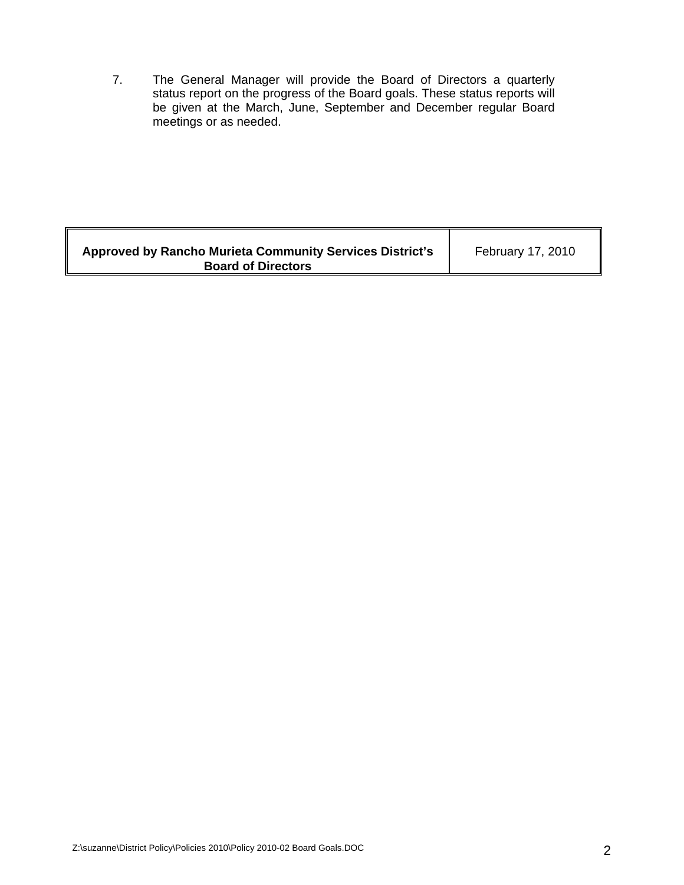7. The General Manager will provide the Board of Directors a quarterly status report on the progress of the Board goals. These status reports will be given at the March, June, September and December regular Board meetings or as needed.

| | |
|---|---|
| **Approved by Rancho Murieta Community Services District's Board of Directors** | February 17, 2010 |

Z:\suzanne\District Policy\Policies 2010\Policy 2010-02 Board Goals.DOC